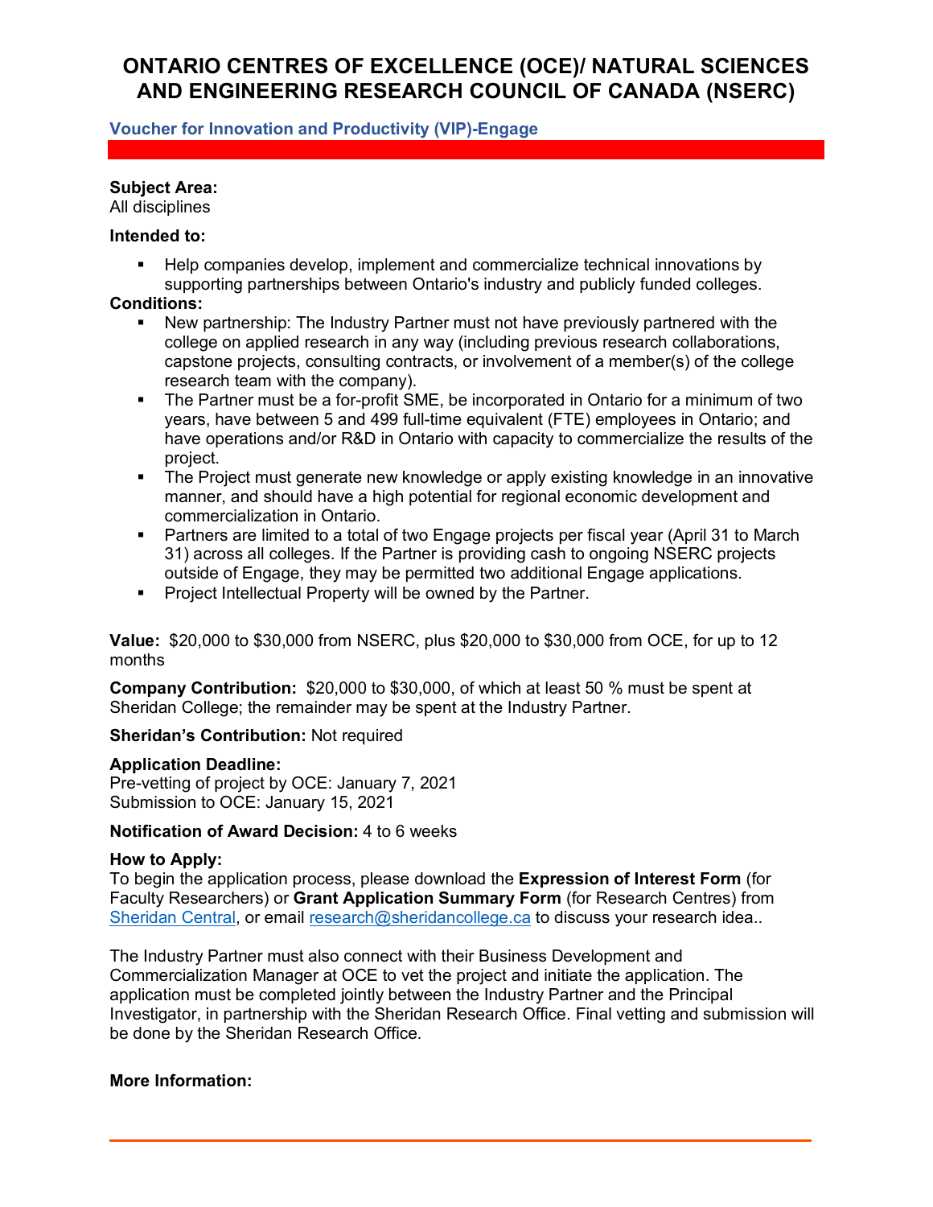# ONTARIO CENTRES OF EXCELLENCE (OCE)/ NATURAL SCIENCES AND ENGINEERING RESEARCH COUNCIL OF CANADA (NSERC)

## Voucher for Innovation and Productivity (VIP)-Engage

**Subject Area:**
All disciplines

**Intended to:**

- Help companies develop, implement and commercialize technical innovations by supporting partnerships between Ontario's industry and publicly funded colleges.

**Conditions:**

- New partnership: The Industry Partner must not have previously partnered with the college on applied research in any way (including previous research collaborations, capstone projects, consulting contracts, or involvement of a member(s) of the college research team with the company).
- The Partner must be a for-profit SME, be incorporated in Ontario for a minimum of two years, have between 5 and 499 full-time equivalent (FTE) employees in Ontario; and have operations and/or R&D in Ontario with capacity to commercialize the results of the project.
- The Project must generate new knowledge or apply existing knowledge in an innovative manner, and should have a high potential for regional economic development and commercialization in Ontario.
- Partners are limited to a total of two Engage projects per fiscal year (April 31 to March 31) across all colleges. If the Partner is providing cash to ongoing NSERC projects outside of Engage, they may be permitted two additional Engage applications.
- Project Intellectual Property will be owned by the Partner.

**Value:** $20,000 to $30,000 from NSERC, plus $20,000 to $30,000 from OCE, for up to 12 months

**Company Contribution:** $20,000 to $30,000, of which at least 50 % must be spent at Sheridan College; the remainder may be spent at the Industry Partner.

**Sheridan's Contribution:** Not required

**Application Deadline:**
Pre-vetting of project by OCE: January 7, 2021
Submission to OCE: January 15, 2021

**Notification of Award Decision:** 4 to 6 weeks

**How to Apply:**
To begin the application process, please download the **Expression of Interest Form** (for Faculty Researchers) or **Grant Application Summary Form** (for Research Centres) from Sheridan Central, or email research@sheridancollege.ca to discuss your research idea..

The Industry Partner must also connect with their Business Development and Commercialization Manager at OCE to vet the project and initiate the application. The application must be completed jointly between the Industry Partner and the Principal Investigator, in partnership with the Sheridan Research Office. Final vetting and submission will be done by the Sheridan Research Office.

**More Information:**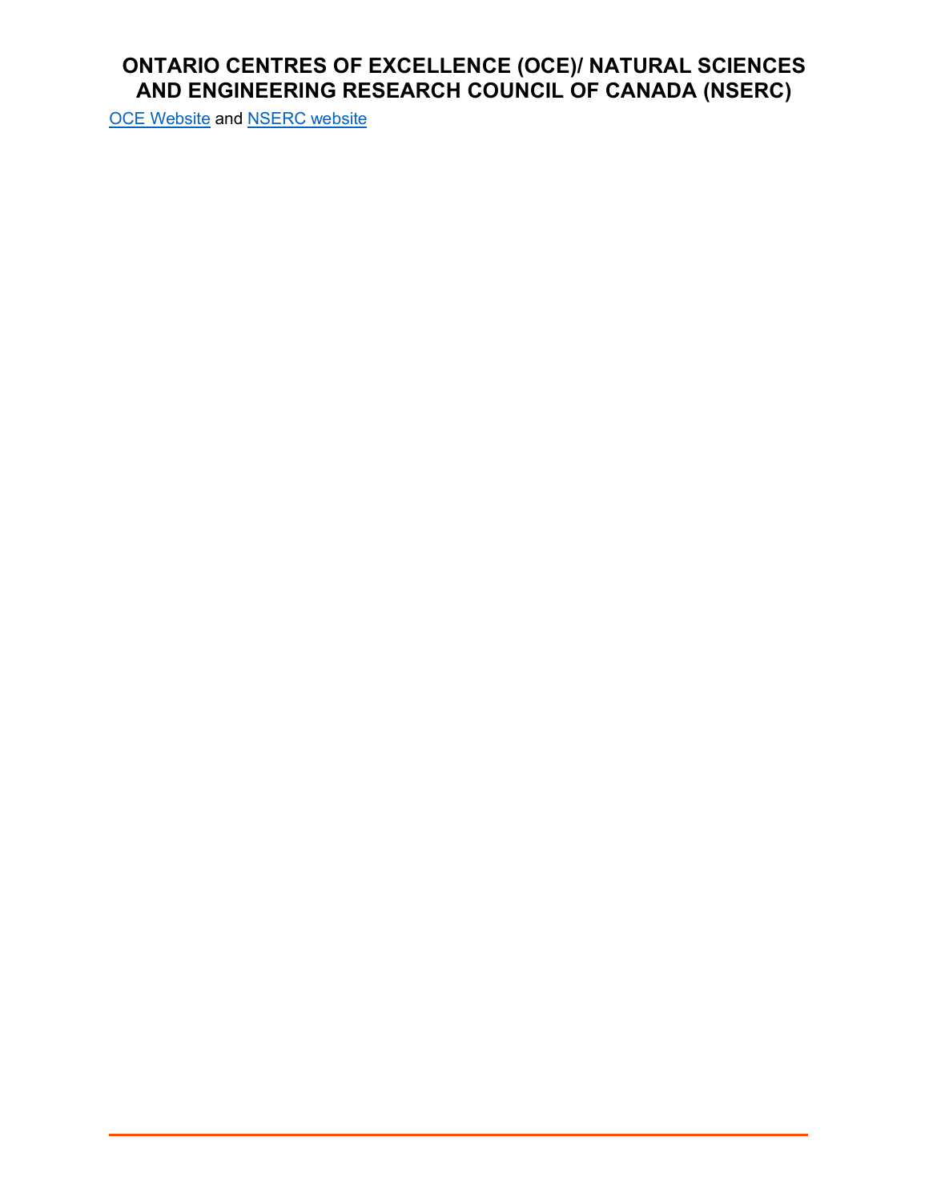# ONTARIO CENTRES OF EXCELLENCE (OCE)/ NATURAL SCIENCES AND ENGINEERING RESEARCH COUNCIL OF CANADA (NSERC)

OCE Website and NSERC website